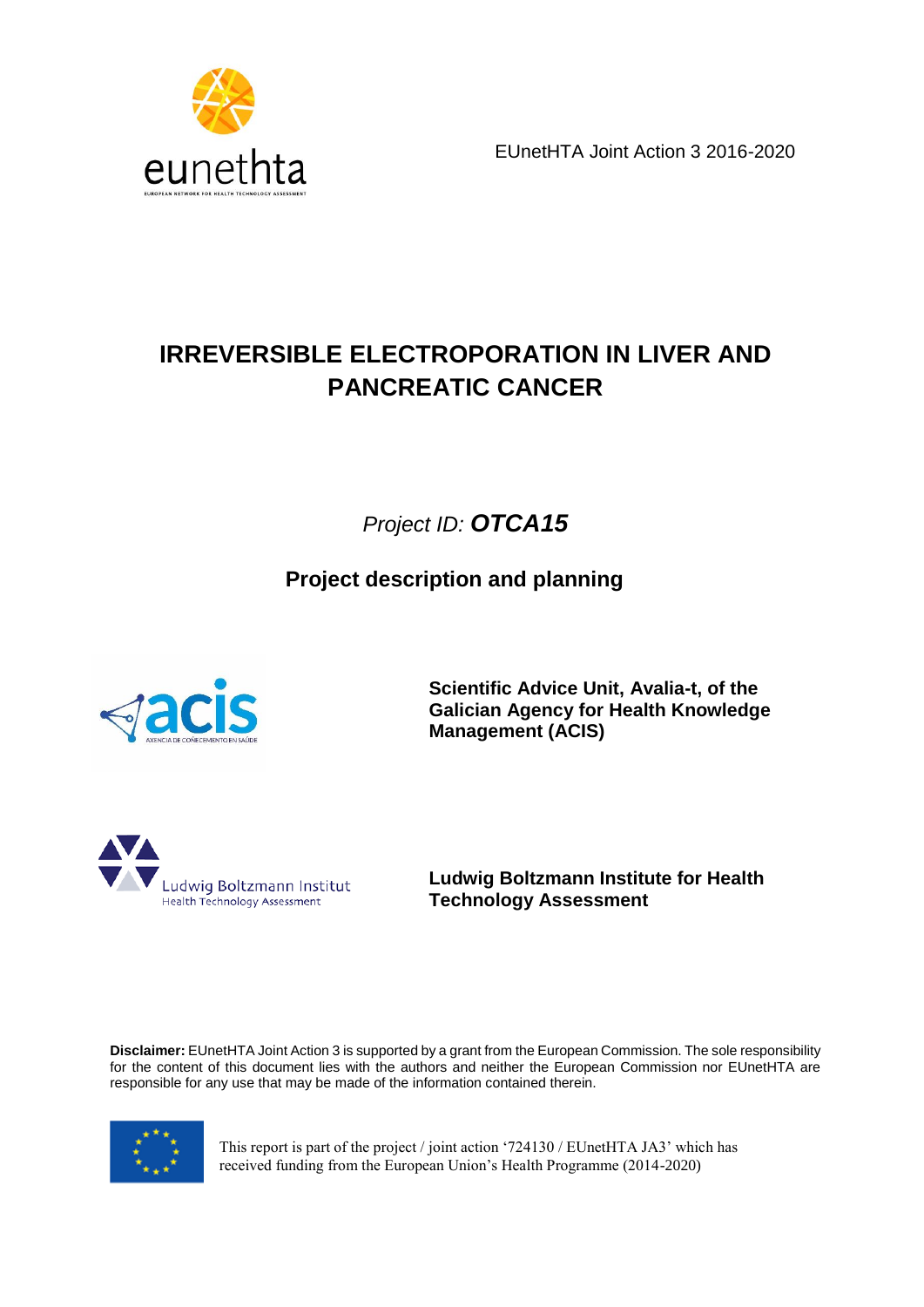EUnetHTA Joint Action 3 2016-2020

# IRREVERSIBLE ELECTROPORATION IN LIVER AND PANCREATIC CANCER

*Project ID:* ***OTCA15***

## Project description and planning

**Scientific Advice Unit, Avalia-t, of the Galician Agency for Health Knowledge Management (ACIS)**

**Ludwig Boltzmann Institute for Health Technology Assessment**

**Disclaimer:** EUnetHTA Joint Action 3 is supported by a grant from the European Commission. The sole responsibility for the content of this document lies with the authors and neither the European Commission nor EUnetHTA are responsible for any use that may be made of the information contained therein.

This report is part of the project / joint action '724130 / EUnetHTA JA3' which has received funding from the European Union's Health Programme (2014-2020)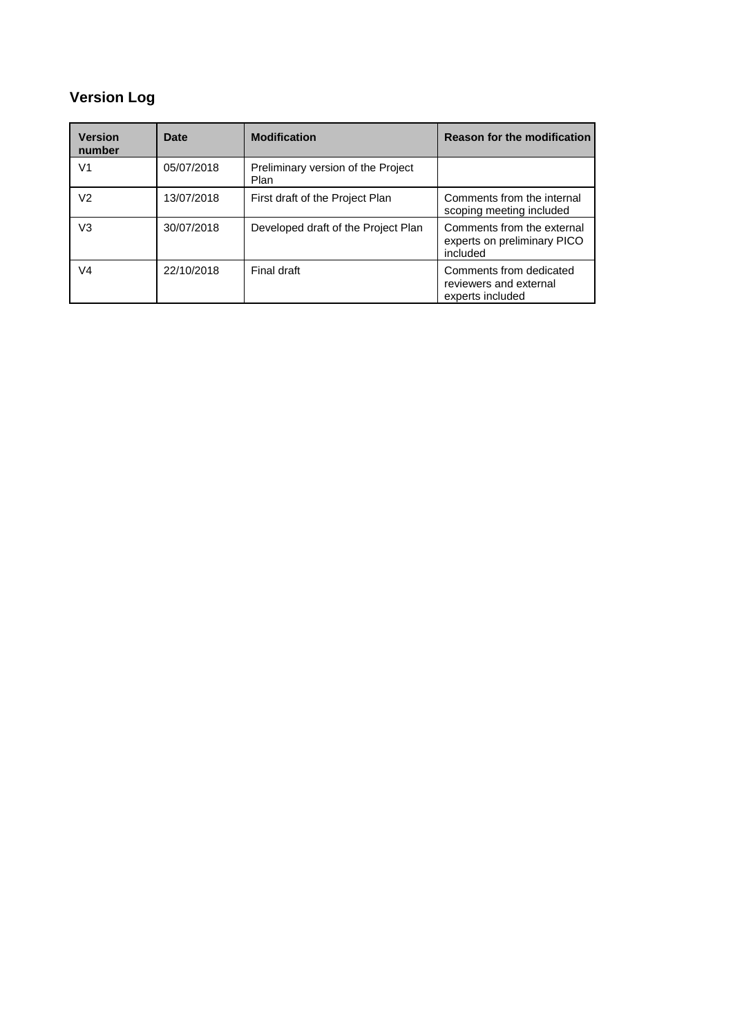## Version Log

| Version number | Date | Modification | Reason for the modification |
|---|---|---|---|
| V1 | 05/07/2018 | Preliminary version of the Project Plan | |
| V2 | 13/07/2018 | First draft of the Project Plan | Comments from the internal scoping meeting included |
| V3 | 30/07/2018 | Developed draft of the Project Plan | Comments from the external experts on preliminary PICO included |
| V4 | 22/10/2018 | Final draft | Comments from dedicated reviewers and external experts included |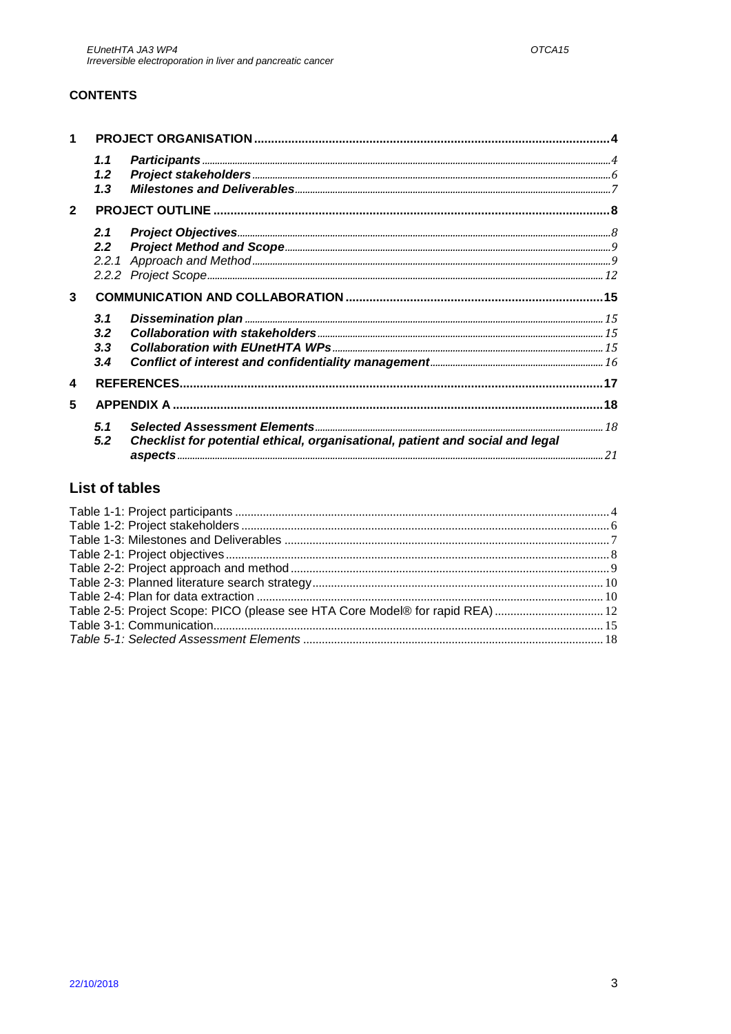**CONTENTS**

1 PROJECT ORGANISATION ..... 4
- 1.1 *Participants* ..... 4
- 1.2 *Project stakeholders* ..... 6
- 1.3 *Milestones and Deliverables* ..... 7

2 PROJECT OUTLINE ..... 8
- 2.1 *Project Objectives* ..... 8
- 2.2 *Project Method and Scope* ..... 9
- 2.2.1 *Approach and Method* ..... 9
- 2.2.2 *Project Scope* ..... 12

3 COMMUNICATION AND COLLABORATION ..... 15
- 3.1 *Dissemination plan* ..... 15
- 3.2 *Collaboration with stakeholders* ..... 15
- 3.3 *Collaboration with EUnetHTA WPs* ..... 15
- 3.4 *Conflict of interest and confidentiality management* ..... 16

4 REFERENCES ..... 17

5 APPENDIX A ..... 18
- 5.1 *Selected Assessment Elements* ..... 18
- 5.2 *Checklist for potential ethical, organisational, patient and social and legal aspects* ..... 21

## List of tables

Table 1-1: Project participants ..... 4
Table 1-2: Project stakeholders ..... 6
Table 1-3: Milestones and Deliverables ..... 7
Table 2-1: Project objectives ..... 8
Table 2-2: Project approach and method ..... 9
Table 2-3: Planned literature search strategy ..... 10
Table 2-4: Plan for data extraction ..... 10
Table 2-5: Project Scope: PICO (please see HTA Core Model® for rapid REA) ..... 12
Table 3-1: Communication ..... 15
*Table 5-1: Selected Assessment Elements* ..... 18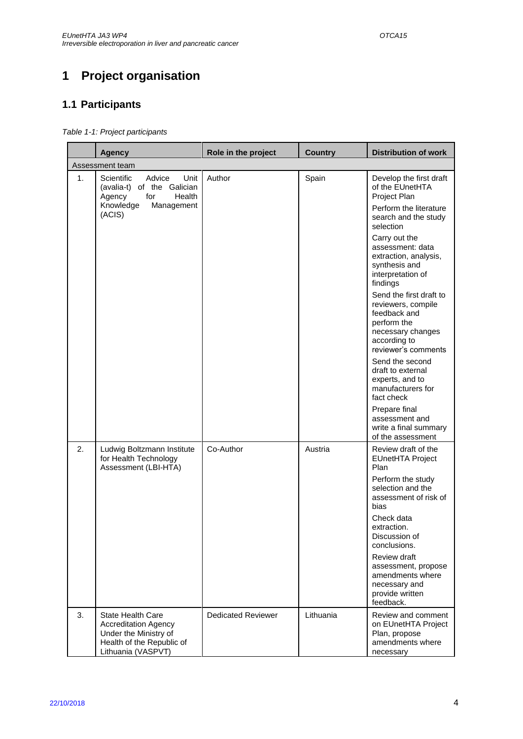# 1 Project organisation

## 1.1 Participants

*Table 1-1: Project participants*

| | Agency | Role in the project | Country | Distribution of work |
|---|---|---|---|---|
| Assessment team | | | | |
| 1. | Scientific Advice Unit (avalia-t) of the Galician Agency for Health Knowledge Management (ACIS) | Author | Spain | Develop the first draft of the EUnetHTA Project Plan<br>Perform the literature search and the study selection<br>Carry out the assessment: data extraction, analysis, synthesis and interpretation of findings<br>Send the first draft to reviewers, compile feedback and perform the necessary changes according to reviewer's comments<br>Send the second draft to external experts, and to manufacturers for fact check<br>Prepare final assessment and write a final summary of the assessment |
| 2. | Ludwig Boltzmann Institute for Health Technology Assessment (LBI-HTA) | Co-Author | Austria | Review draft of the EUnetHTA Project Plan<br>Perform the study selection and the assessment of risk of bias<br>Check data extraction. Discussion of conclusions.<br>Review draft assessment, propose amendments where necessary and provide written feedback. |
| 3. | State Health Care Accreditation Agency Under the Ministry of Health of the Republic of Lithuania (VASPVT) | Dedicated Reviewer | Lithuania | Review and comment on EUnetHTA Project Plan, propose amendments where necessary |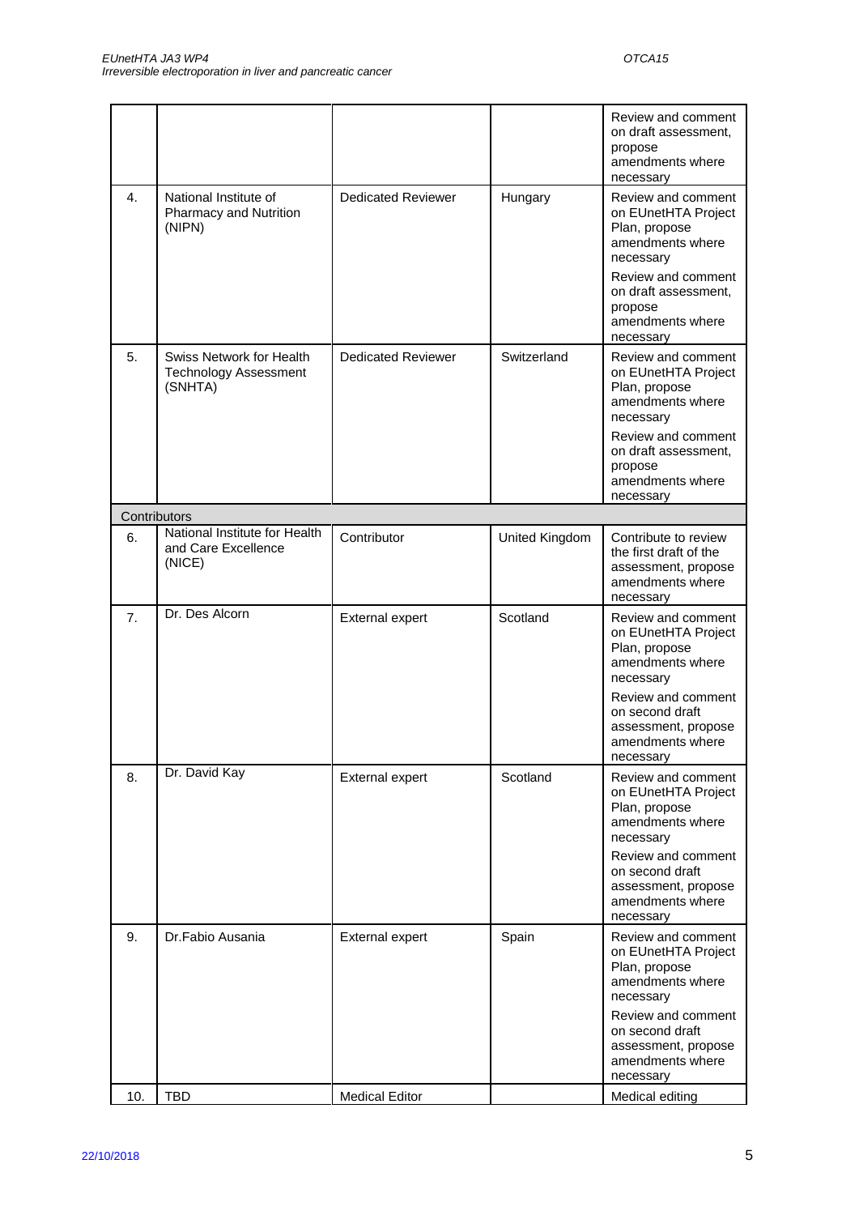| | | | | |
|---|---|---|---|---|
| | | | | Review and comment on draft assessment, propose amendments where necessary |
| 4. | National Institute of Pharmacy and Nutrition (NIPN) | Dedicated Reviewer | Hungary | Review and comment on EUnetHTA Project Plan, propose amendments where necessary<br>Review and comment on draft assessment, propose amendments where necessary |
| 5. | Swiss Network for Health Technology Assessment (SNHTA) | Dedicated Reviewer | Switzerland | Review and comment on EUnetHTA Project Plan, propose amendments where necessary<br>Review and comment on draft assessment, propose amendments where necessary |
| Contributors | | | | |
| 6. | National Institute for Health and Care Excellence (NICE) | Contributor | United Kingdom | Contribute to review the first draft of the assessment, propose amendments where necessary |
| 7. | Dr. Des Alcorn | External expert | Scotland | Review and comment on EUnetHTA Project Plan, propose amendments where necessary<br>Review and comment on second draft assessment, propose amendments where necessary |
| 8. | Dr. David Kay | External expert | Scotland | Review and comment on EUnetHTA Project Plan, propose amendments where necessary<br>Review and comment on second draft assessment, propose amendments where necessary |
| 9. | Dr.Fabio Ausania | External expert | Spain | Review and comment on EUnetHTA Project Plan, propose amendments where necessary<br>Review and comment on second draft assessment, propose amendments where necessary |
| 10. | TBD | Medical Editor | | Medical editing |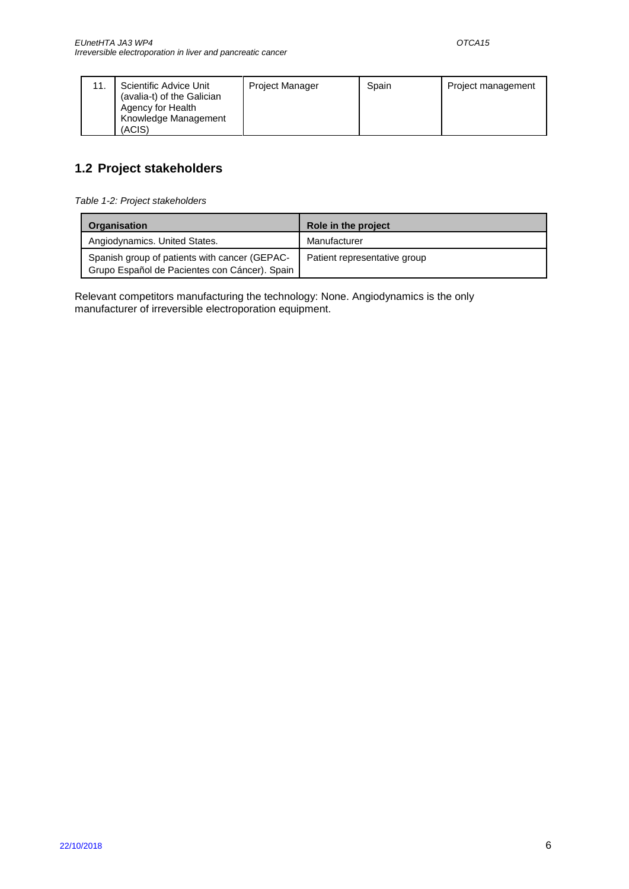| 11. | Scientific Advice Unit (avalia-t) of the Galician Agency for Health Knowledge Management (ACIS) | Project Manager | Spain | Project management |
|---|---|---|---|---|

## 1.2 Project stakeholders

*Table 1-2: Project stakeholders*

| Organisation | Role in the project |
|---|---|
| Angiodynamics. United States. | Manufacturer |
| Spanish group of patients with cancer (GEPAC- Grupo Español de Pacientes con Cáncer). Spain | Patient representative group |

Relevant competitors manufacturing the technology: None. Angiodynamics is the only manufacturer of irreversible electroporation equipment.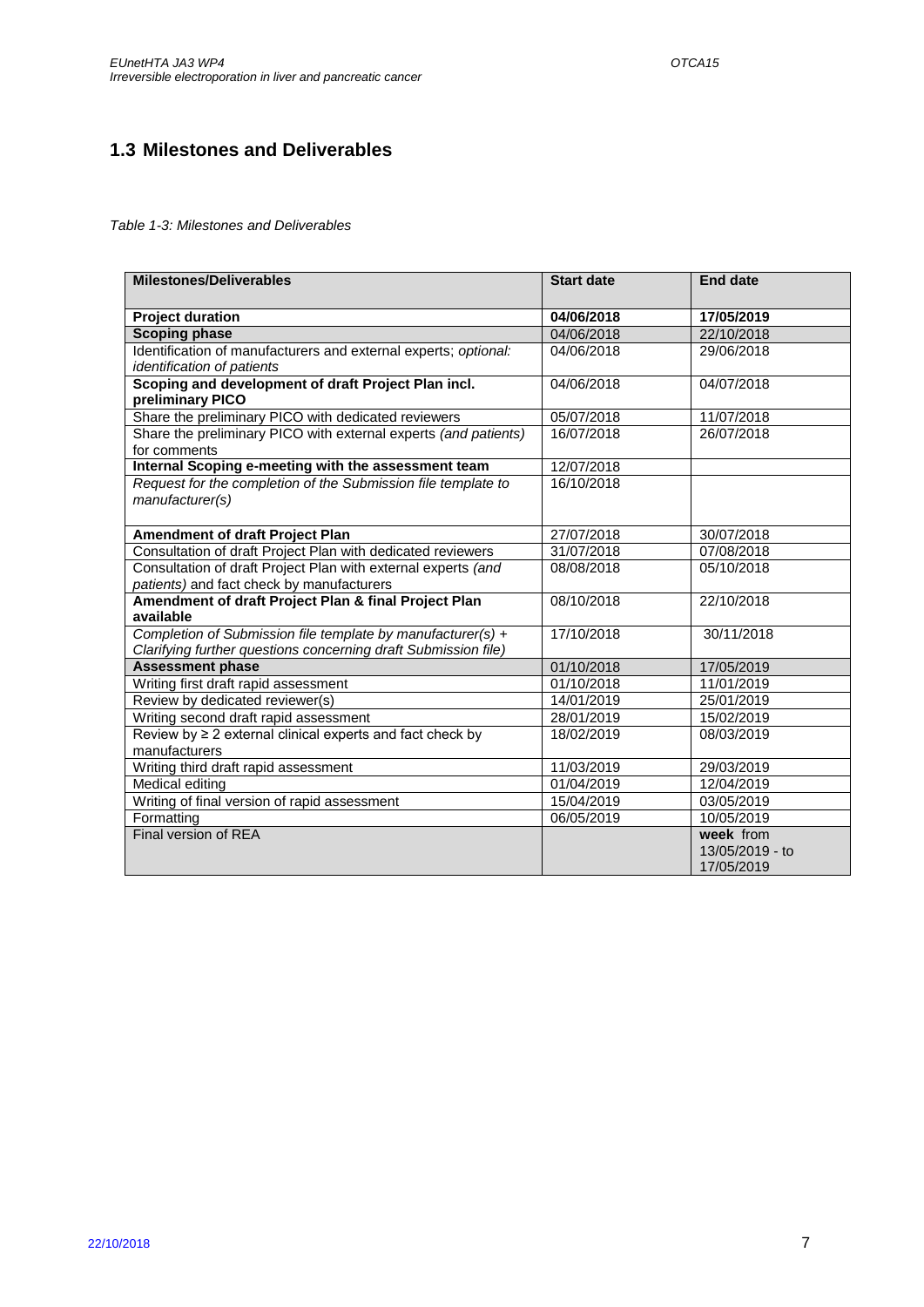## 1.3 Milestones and Deliverables

*Table 1-3: Milestones and Deliverables*

| Milestones/Deliverables | Start date | End date |
|---|---|---|
| **Project duration** | **04/06/2018** | **17/05/2019** |
| **Scoping phase** | 04/06/2018 | 22/10/2018 |
| Identification of manufacturers and external experts; *optional: identification of patients* | 04/06/2018 | 29/06/2018 |
| **Scoping and development of draft Project Plan incl. preliminary PICO** | 04/06/2018 | 04/07/2018 |
| Share the preliminary PICO with dedicated reviewers | 05/07/2018 | 11/07/2018 |
| Share the preliminary PICO with external experts *(and patients)* for comments | 16/07/2018 | 26/07/2018 |
| **Internal Scoping e-meeting with the assessment team** | 12/07/2018 | |
| *Request for the completion of the Submission file template to manufacturer(s)* | 16/10/2018 | |
| **Amendment of draft Project Plan** | 27/07/2018 | 30/07/2018 |
| Consultation of draft Project Plan with dedicated reviewers | 31/07/2018 | 07/08/2018 |
| Consultation of draft Project Plan with external experts *(and patients)* and fact check by manufacturers | 08/08/2018 | 05/10/2018 |
| **Amendment of draft Project Plan & final Project Plan available** | 08/10/2018 | 22/10/2018 |
| *Completion of Submission file template by manufacturer(s) + Clarifying further questions concerning draft Submission file)* | 17/10/2018 | 30/11/2018 |
| **Assessment phase** | 01/10/2018 | 17/05/2019 |
| Writing first draft rapid assessment | 01/10/2018 | 11/01/2019 |
| Review by dedicated reviewer(s) | 14/01/2019 | 25/01/2019 |
| Writing second draft rapid assessment | 28/01/2019 | 15/02/2019 |
| Review by ≥ 2 external clinical experts and fact check by manufacturers | 18/02/2019 | 08/03/2019 |
| Writing third draft rapid assessment | 11/03/2019 | 29/03/2019 |
| Medical editing | 01/04/2019 | 12/04/2019 |
| Writing of final version of rapid assessment | 15/04/2019 | 03/05/2019 |
| Formatting | 06/05/2019 | 10/05/2019 |
| Final version of REA | | **week** from 13/05/2019 - to 17/05/2019 |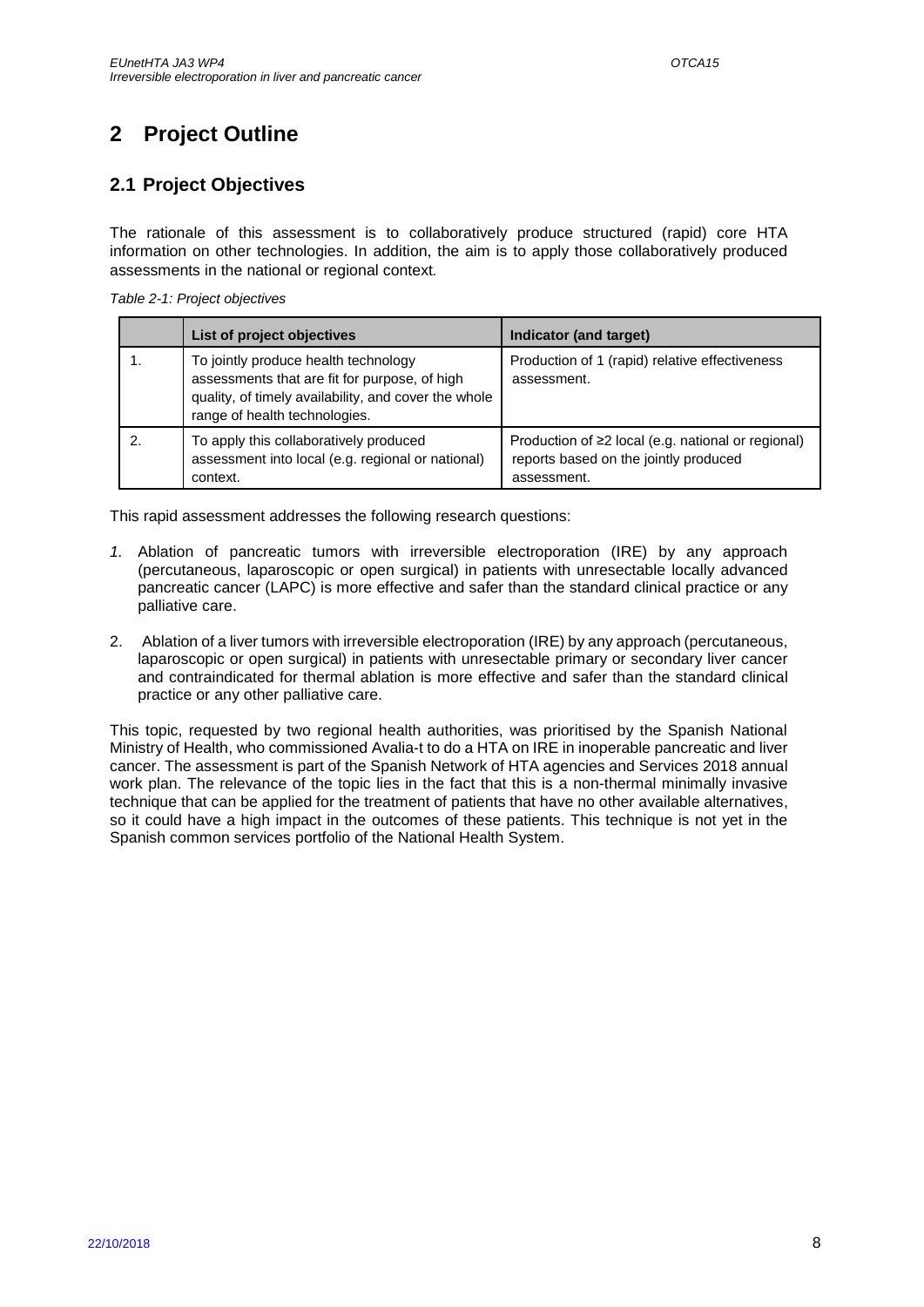# 2 Project Outline

## 2.1 Project Objectives

The rationale of this assessment is to collaboratively produce structured (rapid) core HTA information on other technologies. In addition, the aim is to apply those collaboratively produced assessments in the national or regional context.

*Table 2-1: Project objectives*

| | List of project objectives | Indicator (and target) |
|---|---|---|
| 1. | To jointly produce health technology assessments that are fit for purpose, of high quality, of timely availability, and cover the whole range of health technologies. | Production of 1 (rapid) relative effectiveness assessment. |
| 2. | To apply this collaboratively produced assessment into local (e.g. regional or national) context. | Production of ≥2 local (e.g. national or regional) reports based on the jointly produced assessment. |

This rapid assessment addresses the following research questions:

1. Ablation of pancreatic tumors with irreversible electroporation (IRE) by any approach (percutaneous, laparoscopic or open surgical) in patients with unresectable locally advanced pancreatic cancer (LAPC) is more effective and safer than the standard clinical practice or any palliative care.
2. Ablation of a liver tumors with irreversible electroporation (IRE) by any approach (percutaneous, laparoscopic or open surgical) in patients with unresectable primary or secondary liver cancer and contraindicated for thermal ablation is more effective and safer than the standard clinical practice or any other palliative care.

This topic, requested by two regional health authorities, was prioritised by the Spanish National Ministry of Health, who commissioned Avalia-t to do a HTA on IRE in inoperable pancreatic and liver cancer. The assessment is part of the Spanish Network of HTA agencies and Services 2018 annual work plan. The relevance of the topic lies in the fact that this is a non-thermal minimally invasive technique that can be applied for the treatment of patients that have no other available alternatives, so it could have a high impact in the outcomes of these patients. This technique is not yet in the Spanish common services portfolio of the National Health System.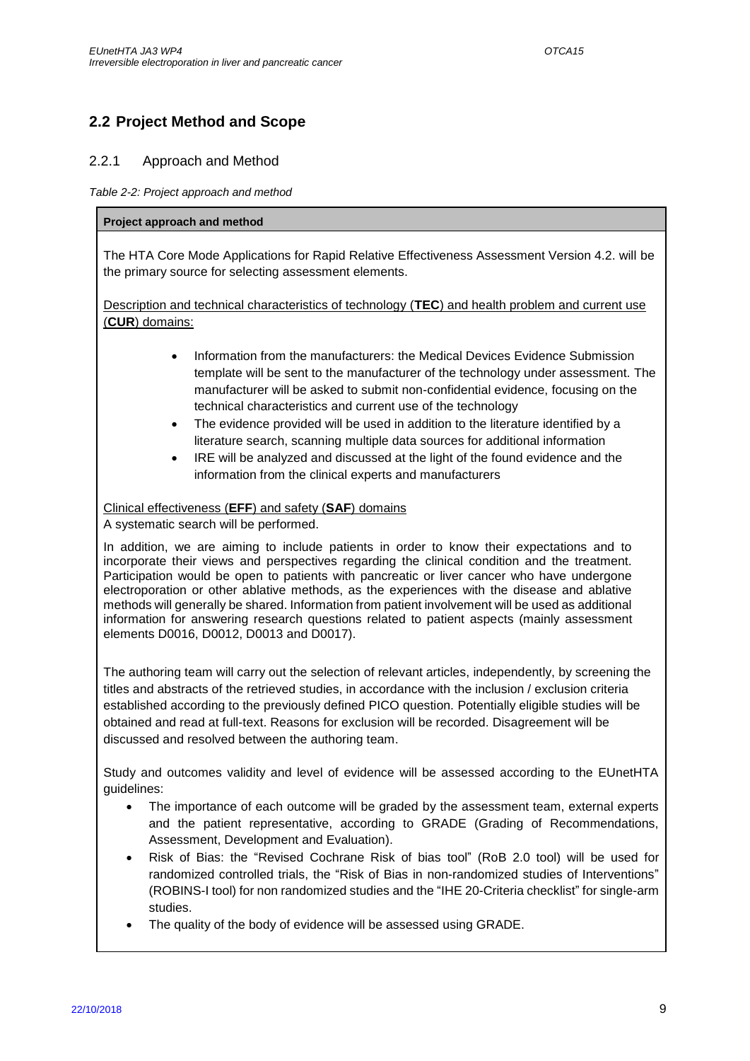## 2.2 Project Method and Scope

### 2.2.1 Approach and Method

*Table 2-2: Project approach and method*

**Project approach and method**

The HTA Core Mode Applications for Rapid Relative Effectiveness Assessment Version 4.2. will be the primary source for selecting assessment elements.

Description and technical characteristics of technology (**TEC**) and health problem and current use (**CUR**) domains:

- Information from the manufacturers: the Medical Devices Evidence Submission template will be sent to the manufacturer of the technology under assessment. The manufacturer will be asked to submit non-confidential evidence, focusing on the technical characteristics and current use of the technology
- The evidence provided will be used in addition to the literature identified by a literature search, scanning multiple data sources for additional information
- IRE will be analyzed and discussed at the light of the found evidence and the information from the clinical experts and manufacturers

Clinical effectiveness (**EFF**) and safety (**SAF**) domains
A systematic search will be performed.

In addition, we are aiming to include patients in order to know their expectations and to incorporate their views and perspectives regarding the clinical condition and the treatment. Participation would be open to patients with pancreatic or liver cancer who have undergone electroporation or other ablative methods, as the experiences with the disease and ablative methods will generally be shared. Information from patient involvement will be used as additional information for answering research questions related to patient aspects (mainly assessment elements D0016, D0012, D0013 and D0017).

The authoring team will carry out the selection of relevant articles, independently, by screening the titles and abstracts of the retrieved studies, in accordance with the inclusion / exclusion criteria established according to the previously defined PICO question. Potentially eligible studies will be obtained and read at full-text. Reasons for exclusion will be recorded. Disagreement will be discussed and resolved between the authoring team.

Study and outcomes validity and level of evidence will be assessed according to the EUnetHTA guidelines:

- The importance of each outcome will be graded by the assessment team, external experts and the patient representative, according to GRADE (Grading of Recommendations, Assessment, Development and Evaluation).
- Risk of Bias: the "Revised Cochrane Risk of bias tool" (RoB 2.0 tool) will be used for randomized controlled trials, the "Risk of Bias in non-randomized studies of Interventions" (ROBINS-I tool) for non randomized studies and the "IHE 20-Criteria checklist" for single-arm studies.
- The quality of the body of evidence will be assessed using GRADE.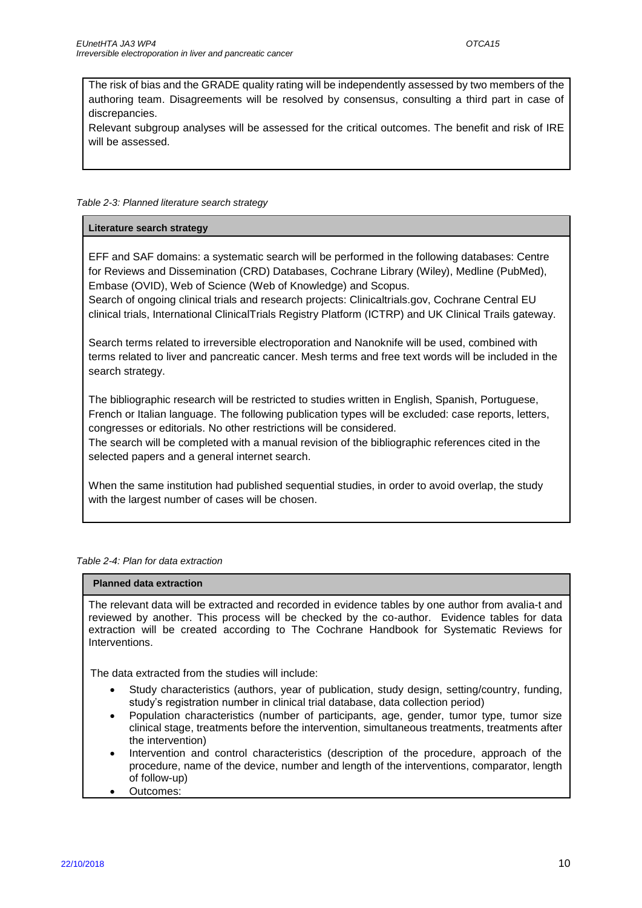The risk of bias and the GRADE quality rating will be independently assessed by two members of the authoring team. Disagreements will be resolved by consensus, consulting a third part in case of discrepancies.

Relevant subgroup analyses will be assessed for the critical outcomes. The benefit and risk of IRE will be assessed.

*Table 2-3: Planned literature search strategy*

| **Literature search strategy** |
|---|
| EFF and SAF domains: a systematic search will be performed in the following databases: Centre for Reviews and Dissemination (CRD) Databases, Cochrane Library (Wiley), Medline (PubMed), Embase (OVID), Web of Science (Web of Knowledge) and Scopus.<br>Search of ongoing clinical trials and research projects: Clinicaltrials.gov, Cochrane Central EU clinical trials, International ClinicalTrials Registry Platform (ICTRP) and UK Clinical Trails gateway.<br><br>Search terms related to irreversible electroporation and Nanoknife will be used, combined with terms related to liver and pancreatic cancer. Mesh terms and free text words will be included in the search strategy.<br><br>The bibliographic research will be restricted to studies written in English, Spanish, Portuguese, French or Italian language. The following publication types will be excluded: case reports, letters, congresses or editorials. No other restrictions will be considered.<br>The search will be completed with a manual revision of the bibliographic references cited in the selected papers and a general internet search.<br><br>When the same institution had published sequential studies, in order to avoid overlap, the study with the largest number of cases will be chosen. |

*Table 2-4: Plan for data extraction*

**Planned data extraction**

The relevant data will be extracted and recorded in evidence tables by one author from avalia-t and reviewed by another. This process will be checked by the co-author. Evidence tables for data extraction will be created according to The Cochrane Handbook for Systematic Reviews for Interventions.

The data extracted from the studies will include:

- Study characteristics (authors, year of publication, study design, setting/country, funding, study's registration number in clinical trial database, data collection period)
- Population characteristics (number of participants, age, gender, tumor type, tumor size clinical stage, treatments before the intervention, simultaneous treatments, treatments after the intervention)
- Intervention and control characteristics (description of the procedure, approach of the procedure, name of the device, number and length of the interventions, comparator, length of follow-up)
- Outcomes: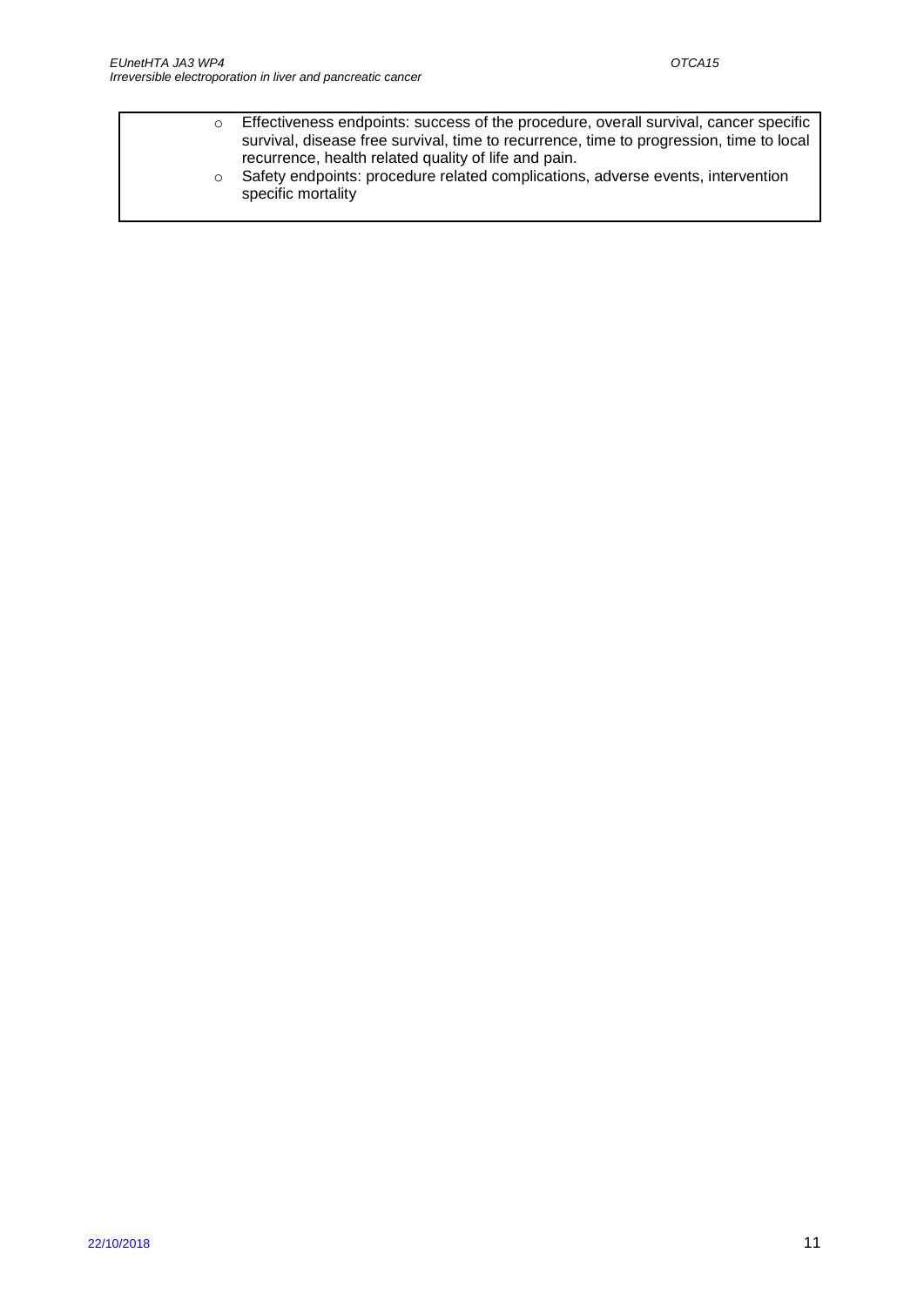- Effectiveness endpoints: success of the procedure, overall survival, cancer specific survival, disease free survival, time to recurrence, time to progression, time to local recurrence, health related quality of life and pain.
- Safety endpoints: procedure related complications, adverse events, intervention specific mortality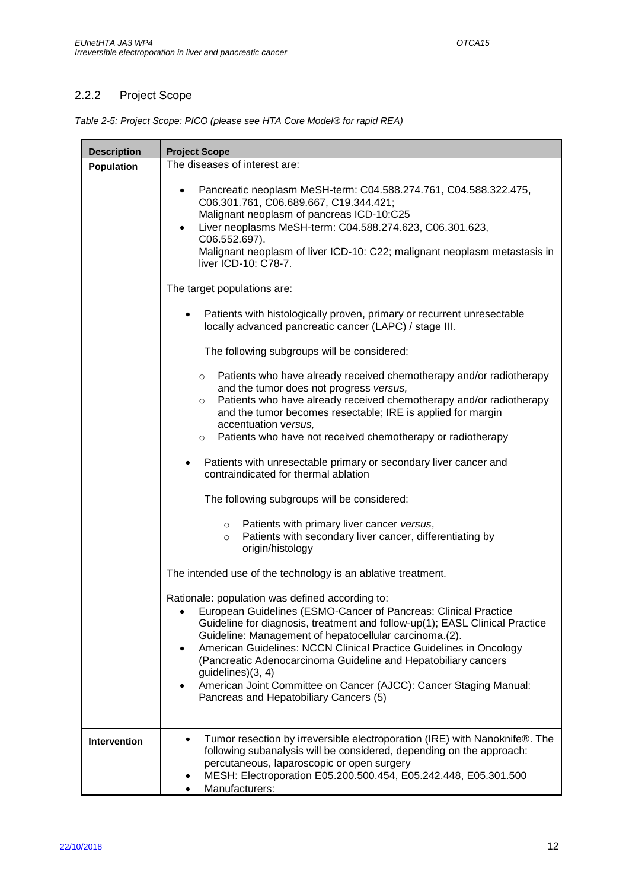### 2.2.2 Project Scope

*Table 2-5: Project Scope: PICO (please see HTA Core Model® for rapid REA)*

| Description | Project Scope |
|---|---|
| **Population** | The diseases of interest are:<br><br>• Pancreatic neoplasm MeSH-term: C04.588.274.761, C04.588.322.475, C06.301.761, C06.689.667, C19.344.421;<br>Malignant neoplasm of pancreas ICD-10:C25<br>• Liver neoplasms MeSH-term: C04.588.274.623, C06.301.623, C06.552.697).<br>Malignant neoplasm of liver ICD-10: C22; malignant neoplasm metastasis in liver ICD-10: C78-7.<br><br>The target populations are:<br><br>• Patients with histologically proven, primary or recurrent unresectable locally advanced pancreatic cancer (LAPC) / stage III.<br><br>The following subgroups will be considered:<br><br>○ Patients who have already received chemotherapy and/or radiotherapy and the tumor does not progress *versus,*<br>○ Patients who have already received chemotherapy and/or radiotherapy and the tumor becomes resectable; IRE is applied for margin accentuation v*ersus,*<br>○ Patients who have not received chemotherapy or radiotherapy<br><br>• Patients with unresectable primary or secondary liver cancer and contraindicated for thermal ablation<br><br>The following subgroups will be considered:<br><br>○ Patients with primary liver cancer *versus*,<br>○ Patients with secondary liver cancer, differentiating by origin/histology<br><br>The intended use of the technology is an ablative treatment.<br><br>Rationale: population was defined according to:<br>• European Guidelines (ESMO-Cancer of Pancreas: Clinical Practice Guideline for diagnosis, treatment and follow-up(1); EASL Clinical Practice Guideline: Management of hepatocellular carcinoma.(2).<br>• American Guidelines: NCCN Clinical Practice Guidelines in Oncology (Pancreatic Adenocarcinoma Guideline and Hepatobiliary cancers guidelines)(3, 4)<br>• American Joint Committee on Cancer (AJCC): Cancer Staging Manual: Pancreas and Hepatobiliary Cancers (5) |
| **Intervention** | • Tumor resection by irreversible electroporation (IRE) with Nanoknife®. The following subanalysis will be considered, depending on the approach: percutaneous, laparoscopic or open surgery<br>• MESH: Electroporation E05.200.500.454, E05.242.448, E05.301.500<br>• Manufacturers: |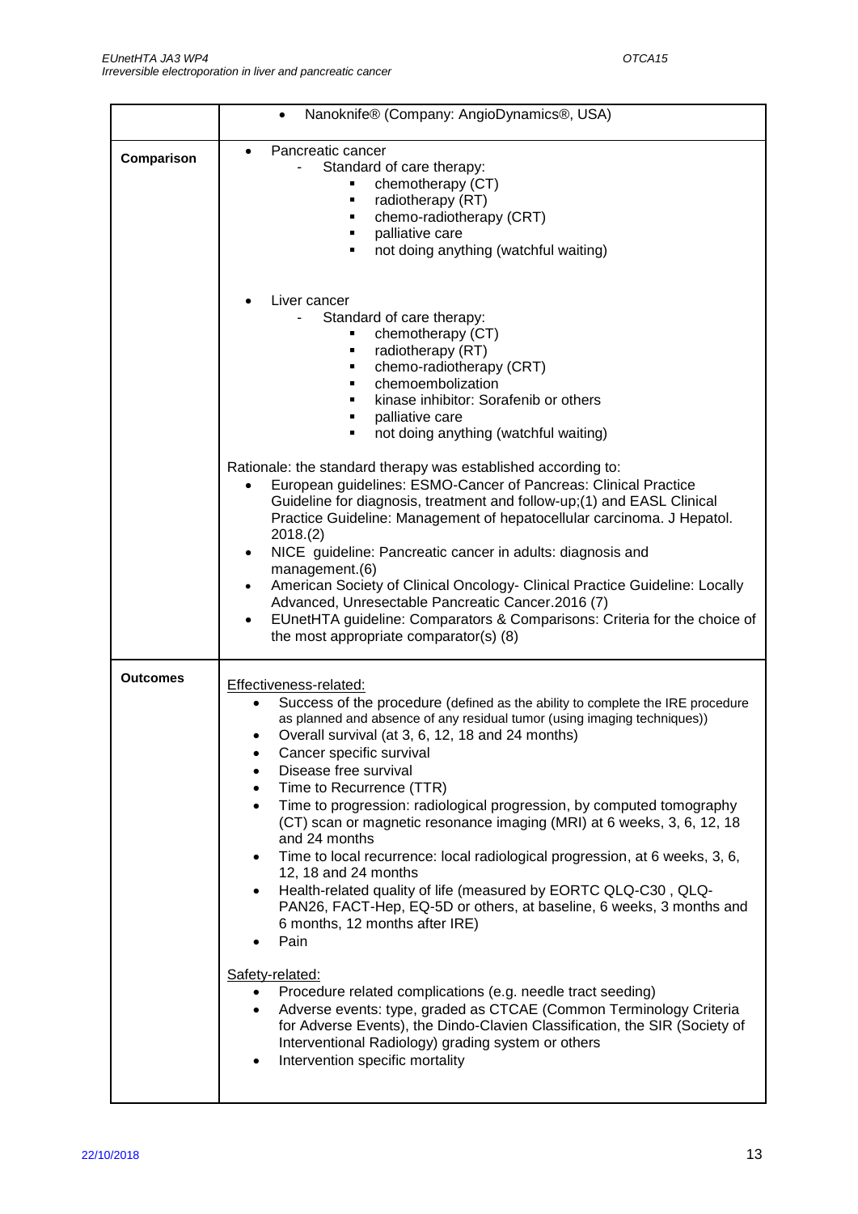| | |
|---|---|
| | • Nanoknife® (Company: AngioDynamics®, USA) |
| **Comparison** | • Pancreatic cancer<br>- Standard of care therapy:<br>▪ chemotherapy (CT)<br>▪ radiotherapy (RT)<br>▪ chemo-radiotherapy (CRT)<br>▪ palliative care<br>▪ not doing anything (watchful waiting)<br><br>• Liver cancer<br>- Standard of care therapy:<br>▪ chemotherapy (CT)<br>▪ radiotherapy (RT)<br>▪ chemo-radiotherapy (CRT)<br>▪ chemoembolization<br>▪ kinase inhibitor: Sorafenib or others<br>▪ palliative care<br>▪ not doing anything (watchful waiting)<br><br>Rationale: the standard therapy was established according to:<br>• European guidelines: ESMO-Cancer of Pancreas: Clinical Practice Guideline for diagnosis, treatment and follow-up;(1) and EASL Clinical Practice Guideline: Management of hepatocellular carcinoma. J Hepatol. 2018.(2)<br>• NICE guideline: Pancreatic cancer in adults: diagnosis and management.(6)<br>• American Society of Clinical Oncology- Clinical Practice Guideline: Locally Advanced, Unresectable Pancreatic Cancer.2016 (7)<br>• EUnetHTA guideline: Comparators & Comparisons: Criteria for the choice of the most appropriate comparator(s) (8) |
| **Outcomes** | Effectiveness-related:<br>• Success of the procedure (defined as the ability to complete the IRE procedure as planned and absence of any residual tumor (using imaging techniques))<br>• Overall survival (at 3, 6, 12, 18 and 24 months)<br>• Cancer specific survival<br>• Disease free survival<br>• Time to Recurrence (TTR)<br>• Time to progression: radiological progression, by computed tomography (CT) scan or magnetic resonance imaging (MRI) at 6 weeks, 3, 6, 12, 18 and 24 months<br>• Time to local recurrence: local radiological progression, at 6 weeks, 3, 6, 12, 18 and 24 months<br>• Health-related quality of life (measured by EORTC QLQ-C30 , QLQ-PAN26, FACT-Hep, EQ-5D or others, at baseline, 6 weeks, 3 months and 6 months, 12 months after IRE)<br>• Pain<br><br>Safety-related:<br>• Procedure related complications (e.g. needle tract seeding)<br>• Adverse events: type, graded as CTCAE (Common Terminology Criteria for Adverse Events), the Dindo-Clavien Classification, the SIR (Society of Interventional Radiology) grading system or others<br>• Intervention specific mortality |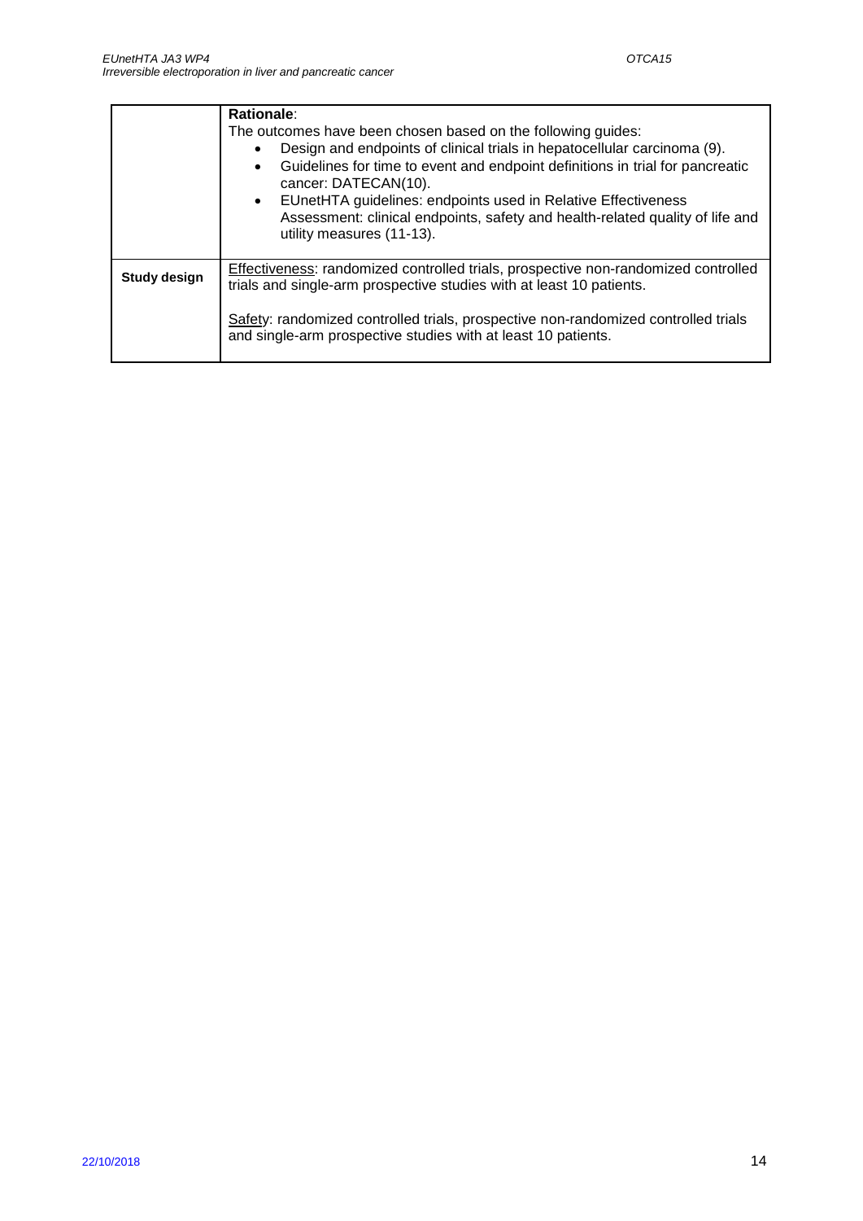| | |
|---|---|
| | **Rationale**:<br>The outcomes have been chosen based on the following guides:<br>• Design and endpoints of clinical trials in hepatocellular carcinoma (9).<br>• Guidelines for time to event and endpoint definitions in trial for pancreatic cancer: DATECAN(10).<br>• EUnetHTA guidelines: endpoints used in Relative Effectiveness Assessment: clinical endpoints, safety and health-related quality of life and utility measures (11-13). |
| **Study design** | Effectiveness: randomized controlled trials, prospective non-randomized controlled trials and single-arm prospective studies with at least 10 patients.<br><br>Safety: randomized controlled trials, prospective non-randomized controlled trials and single-arm prospective studies with at least 10 patients. |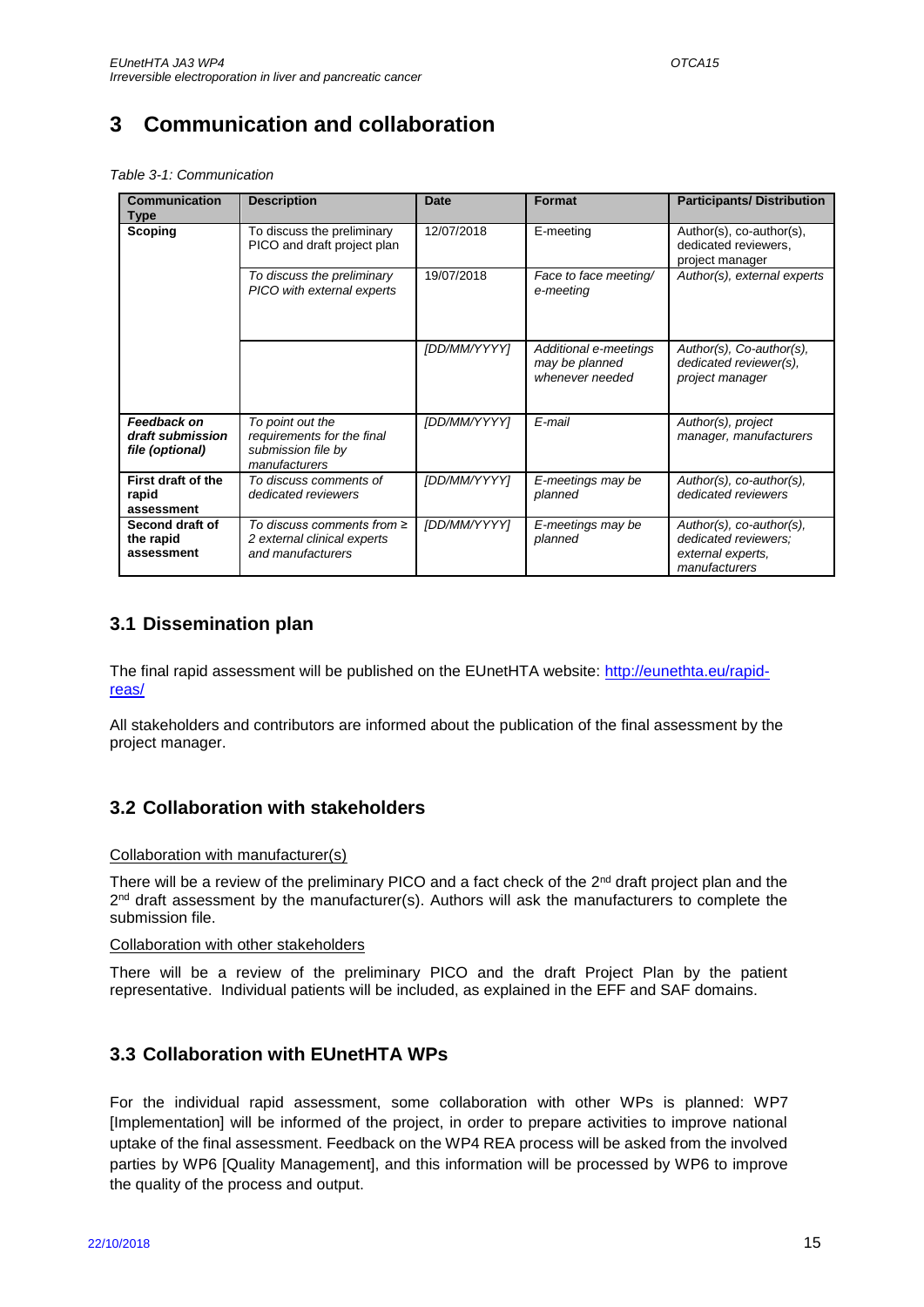# 3 Communication and collaboration

*Table 3-1: Communication*

| Communication Type | Description | Date | Format | Participants/ Distribution |
|---|---|---|---|---|
| **Scoping** | To discuss the preliminary PICO and draft project plan | 12/07/2018 | E-meeting | Author(s), co-author(s), dedicated reviewers, project manager |
| | *To discuss the preliminary PICO with external experts* | 19/07/2018 | *Face to face meeting/ e-meeting* | *Author(s), external experts* |
| | | *[DD/MM/YYYY]* | *Additional e-meetings may be planned whenever needed* | *Author(s), Co-author(s), dedicated reviewer(s), project manager* |
| ***Feedback on draft submission file (optional)*** | *To point out the requirements for the final submission file by manufacturers* | *[DD/MM/YYYY]* | *E-mail* | *Author(s), project manager, manufacturers* |
| **First draft of the rapid assessment** | *To discuss comments of dedicated reviewers* | *[DD/MM/YYYY]* | *E-meetings may be planned* | *Author(s), co-author(s), dedicated reviewers* |
| **Second draft of the rapid assessment** | *To discuss comments from ≥ 2 external clinical experts and manufacturers* | *[DD/MM/YYYY]* | *E-meetings may be planned* | *Author(s), co-author(s), dedicated reviewers; external experts, manufacturers* |

## 3.1 Dissemination plan

The final rapid assessment will be published on the EUnetHTA website: http://eunethta.eu/rapid-reas/

All stakeholders and contributors are informed about the publication of the final assessment by the project manager.

## 3.2 Collaboration with stakeholders

Collaboration with manufacturer(s)

There will be a review of the preliminary PICO and a fact check of the 2nd draft project plan and the 2nd draft assessment by the manufacturer(s). Authors will ask the manufacturers to complete the submission file.

Collaboration with other stakeholders

There will be a review of the preliminary PICO and the draft Project Plan by the patient representative. Individual patients will be included, as explained in the EFF and SAF domains.

## 3.3 Collaboration with EUnetHTA WPs

For the individual rapid assessment, some collaboration with other WPs is planned: WP7 [Implementation] will be informed of the project, in order to prepare activities to improve national uptake of the final assessment. Feedback on the WP4 REA process will be asked from the involved parties by WP6 [Quality Management], and this information will be processed by WP6 to improve the quality of the process and output.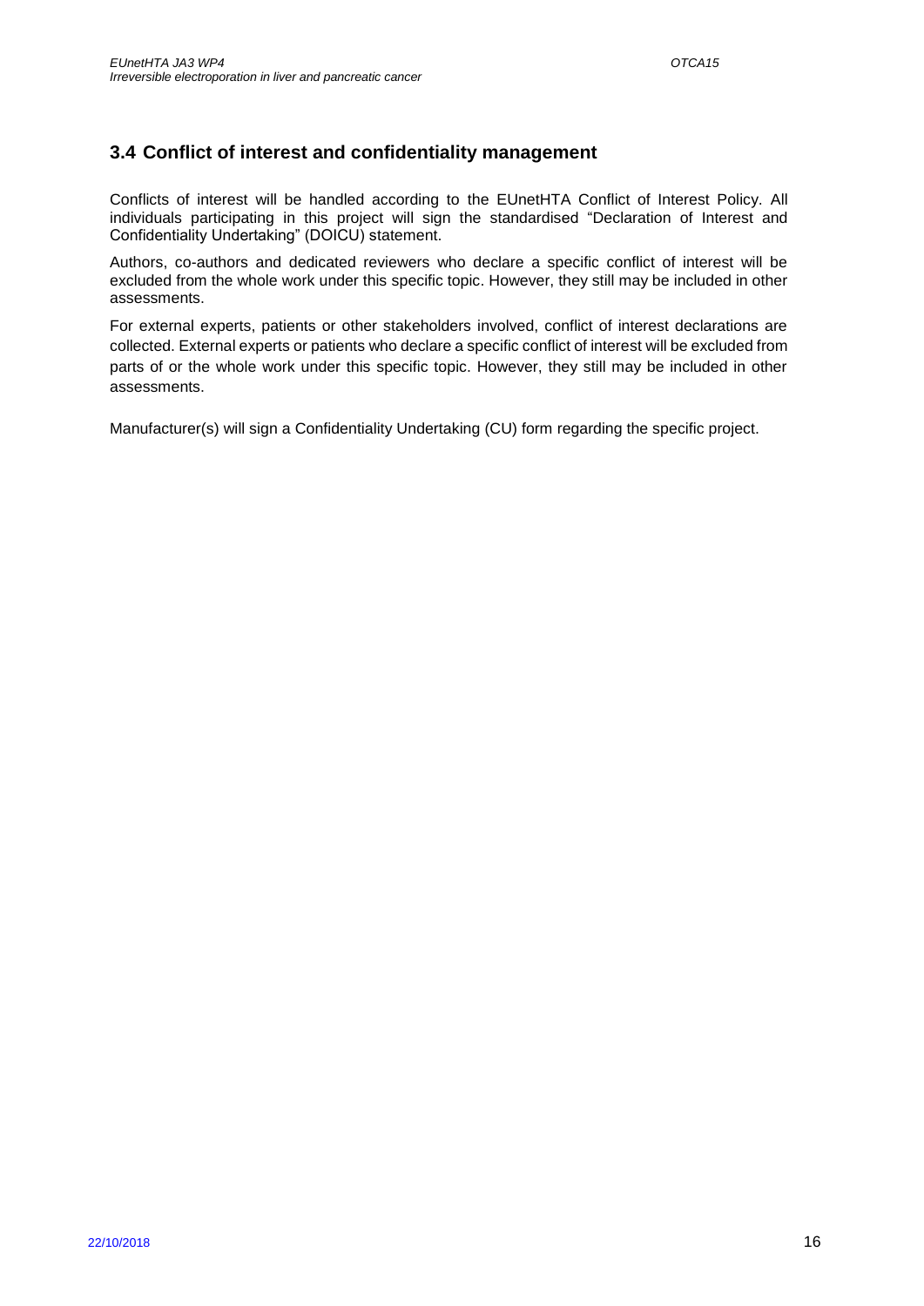## 3.4 Conflict of interest and confidentiality management

Conflicts of interest will be handled according to the EUnetHTA Conflict of Interest Policy. All individuals participating in this project will sign the standardised "Declaration of Interest and Confidentiality Undertaking" (DOICU) statement.

Authors, co-authors and dedicated reviewers who declare a specific conflict of interest will be excluded from the whole work under this specific topic. However, they still may be included in other assessments.

For external experts, patients or other stakeholders involved, conflict of interest declarations are collected. External experts or patients who declare a specific conflict of interest will be excluded from parts of or the whole work under this specific topic. However, they still may be included in other assessments.

Manufacturer(s) will sign a Confidentiality Undertaking (CU) form regarding the specific project.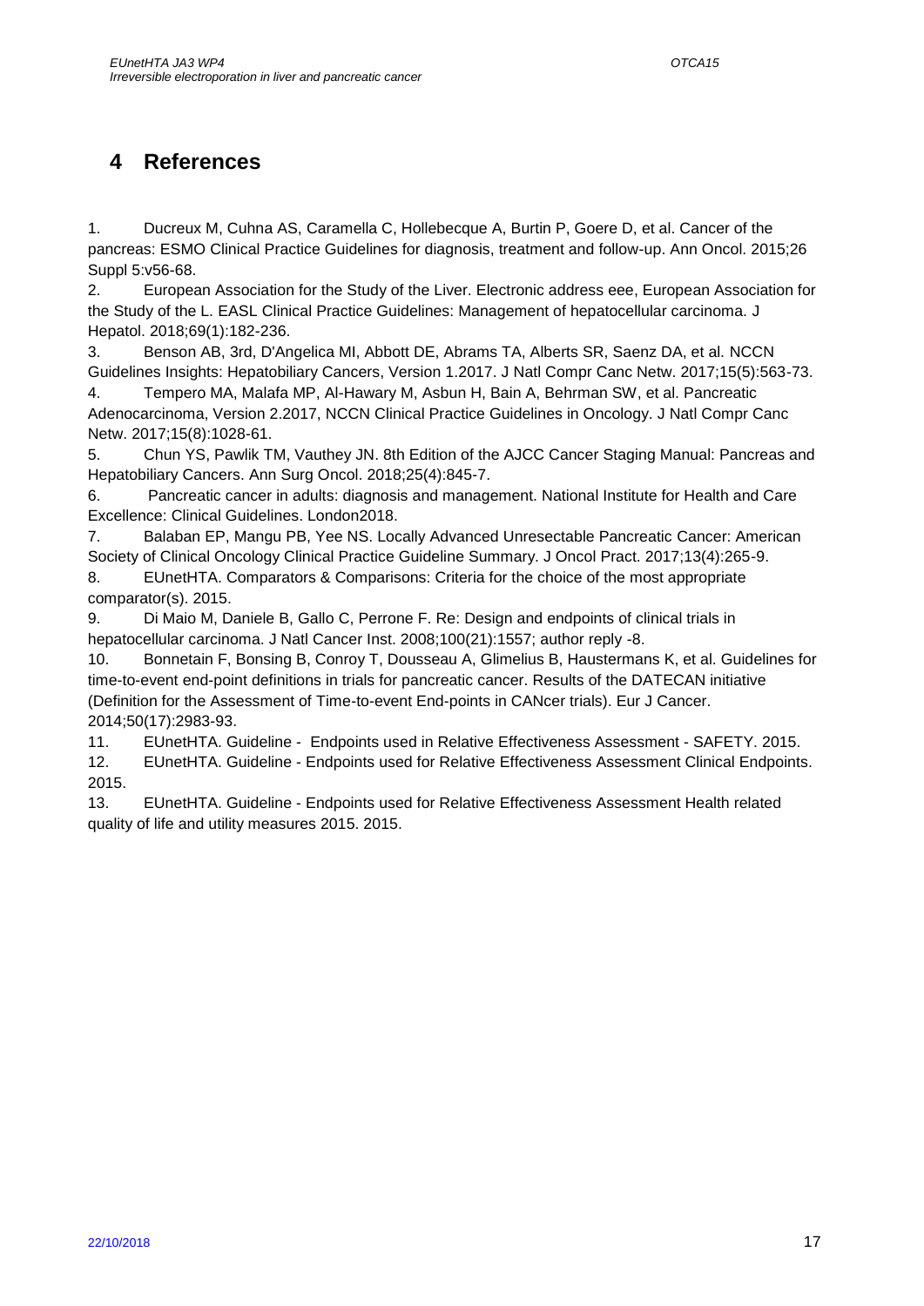# 4 References

1. Ducreux M, Cuhna AS, Caramella C, Hollebecque A, Burtin P, Goere D, et al. Cancer of the pancreas: ESMO Clinical Practice Guidelines for diagnosis, treatment and follow-up. Ann Oncol. 2015;26 Suppl 5:v56-68.
2. European Association for the Study of the Liver. Electronic address eee, European Association for the Study of the L. EASL Clinical Practice Guidelines: Management of hepatocellular carcinoma. J Hepatol. 2018;69(1):182-236.
3. Benson AB, 3rd, D'Angelica MI, Abbott DE, Abrams TA, Alberts SR, Saenz DA, et al. NCCN Guidelines Insights: Hepatobiliary Cancers, Version 1.2017. J Natl Compr Canc Netw. 2017;15(5):563-73.
4. Tempero MA, Malafa MP, Al-Hawary M, Asbun H, Bain A, Behrman SW, et al. Pancreatic Adenocarcinoma, Version 2.2017, NCCN Clinical Practice Guidelines in Oncology. J Natl Compr Canc Netw. 2017;15(8):1028-61.
5. Chun YS, Pawlik TM, Vauthey JN. 8th Edition of the AJCC Cancer Staging Manual: Pancreas and Hepatobiliary Cancers. Ann Surg Oncol. 2018;25(4):845-7.
6. Pancreatic cancer in adults: diagnosis and management. National Institute for Health and Care Excellence: Clinical Guidelines. London2018.
7. Balaban EP, Mangu PB, Yee NS. Locally Advanced Unresectable Pancreatic Cancer: American Society of Clinical Oncology Clinical Practice Guideline Summary. J Oncol Pract. 2017;13(4):265-9.
8. EUnetHTA. Comparators & Comparisons: Criteria for the choice of the most appropriate comparator(s). 2015.
9. Di Maio M, Daniele B, Gallo C, Perrone F. Re: Design and endpoints of clinical trials in hepatocellular carcinoma. J Natl Cancer Inst. 2008;100(21):1557; author reply -8.
10. Bonnetain F, Bonsing B, Conroy T, Dousseau A, Glimelius B, Haustermans K, et al. Guidelines for time-to-event end-point definitions in trials for pancreatic cancer. Results of the DATECAN initiative (Definition for the Assessment of Time-to-event End-points in CANcer trials). Eur J Cancer. 2014;50(17):2983-93.
11. EUnetHTA. Guideline - Endpoints used in Relative Effectiveness Assessment - SAFETY. 2015.
12. EUnetHTA. Guideline - Endpoints used for Relative Effectiveness Assessment Clinical Endpoints. 2015.
13. EUnetHTA. Guideline - Endpoints used for Relative Effectiveness Assessment Health related quality of life and utility measures 2015. 2015.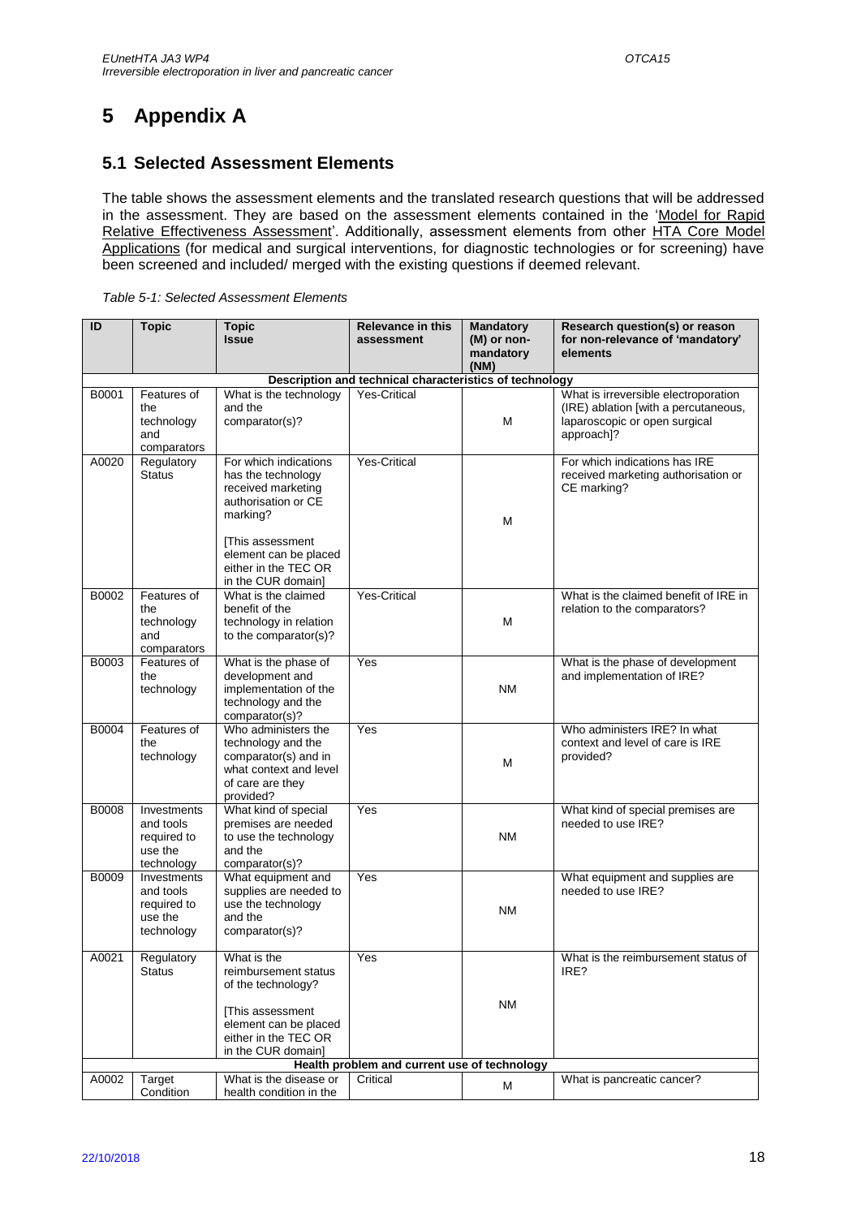# 5 Appendix A

## 5.1 Selected Assessment Elements

The table shows the assessment elements and the translated research questions that will be addressed in the assessment. They are based on the assessment elements contained in the 'Model for Rapid Relative Effectiveness Assessment'. Additionally, assessment elements from other HTA Core Model Applications (for medical and surgical interventions, for diagnostic technologies or for screening) have been screened and included/ merged with the existing questions if deemed relevant.

*Table 5-1: Selected Assessment Elements*

| ID | Topic | Topic Issue | Relevance in this assessment | Mandatory (M) or non-mandatory (NM) | Research question(s) or reason for non-relevance of 'mandatory' elements |
|---|---|---|---|---|---|
| **Description and technical characteristics of technology** | | | | | |
| B0001 | Features of the technology and comparators | What is the technology and the comparator(s)? | Yes-Critical | M | What is irreversible electroporation (IRE) ablation [with a percutaneous, laparoscopic or open surgical approach]? |
| A0020 | Regulatory Status | For which indications has the technology received marketing authorisation or CE marking? [This assessment element can be placed either in the TEC OR in the CUR domain] | Yes-Critical | M | For which indications has IRE received marketing authorisation or CE marking? |
| B0002 | Features of the technology and comparators | What is the claimed benefit of the technology in relation to the comparator(s)? | Yes-Critical | M | What is the claimed benefit of IRE in relation to the comparators? |
| B0003 | Features of the technology | What is the phase of development and implementation of the technology and the comparator(s)? | Yes | NM | What is the phase of development and implementation of IRE? |
| B0004 | Features of the technology | Who administers the technology and the comparator(s) and in what context and level of care are they provided? | Yes | M | Who administers IRE? In what context and level of care is IRE provided? |
| B0008 | Investments and tools required to use the technology | What kind of special premises are needed to use the technology and the comparator(s)? | Yes | NM | What kind of special premises are needed to use IRE? |
| B0009 | Investments and tools required to use the technology | What equipment and supplies are needed to use the technology and the comparator(s)? | Yes | NM | What equipment and supplies are needed to use IRE? |
| A0021 | Regulatory Status | What is the reimbursement status of the technology? [This assessment element can be placed either in the TEC OR in the CUR domain] | Yes | NM | What is the reimbursement status of IRE? |
| **Health problem and current use of technology** | | | | | |
| A0002 | Target Condition | What is the disease or health condition in the | Critical | M | What is pancreatic cancer? |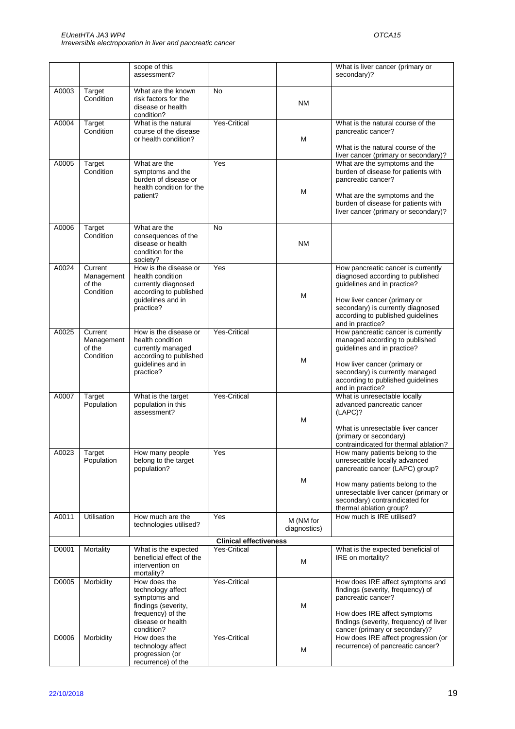| | | scope of this assessment? | | | What is liver cancer (primary or secondary)? |
|---|---|---|---|---|---|
| A0003 | Target Condition | What are the known risk factors for the disease or health condition? | No | NM | |
| A0004 | Target Condition | What is the natural course of the disease or health condition? | Yes-Critical | M | What is the natural course of the pancreatic cancer?<br><br>What is the natural course of the liver cancer (primary or secondary)? |
| A0005 | Target Condition | What are the symptoms and the burden of disease or health condition for the patient? | Yes | M | What are the symptoms and the burden of disease for patients with pancreatic cancer?<br><br>What are the symptoms and the burden of disease for patients with liver cancer (primary or secondary)? |
| A0006 | Target Condition | What are the consequences of the disease or health condition for the society? | No | NM | |
| A0024 | Current Management of the Condition | How is the disease or health condition currently diagnosed according to published guidelines and in practice? | Yes | M | How pancreatic cancer is currently diagnosed according to published guidelines and in practice?<br><br>How liver cancer (primary or secondary) is currently diagnosed according to published guidelines and in practice? |
| A0025 | Current Management of the Condition | How is the disease or health condition currently managed according to published guidelines and in practice? | Yes-Critical | M | How pancreatic cancer is currently managed according to published guidelines and in practice?<br><br>How liver cancer (primary or secondary) is currently managed according to published guidelines and in practice? |
| A0007 | Target Population | What is the target population in this assessment? | Yes-Critical | M | What is unresectable locally advanced pancreatic cancer (LAPC)?<br><br>What is unresectable liver cancer (primary or secondary) contraindicated for thermal ablation? |
| A0023 | Target Population | How many people belong to the target population? | Yes | M | How many patients belong to the unresecatble locally advanced pancreatic cancer (LAPC) group?<br><br>How many patients belong to the unresectable liver cancer (primary or secondary) contraindicated for thermal ablation group? |
| A0011 | Utilisation | How much are the technologies utilised? | Yes | M (NM for diagnostics) | How much is IRE utilised? |
| | | | **Clinical effectiveness** | | |
| D0001 | Mortality | What is the expected beneficial effect of the intervention on mortality? | Yes-Critical | M | What is the expected beneficial of IRE on mortality? |
| D0005 | Morbidity | How does the technology affect symptoms and findings (severity, frequency) of the disease or health condition? | Yes-Critical | M | How does IRE affect symptoms and findings (severity, frequency) of pancreatic cancer?<br><br>How does IRE affect symptoms findings (severity, frequency) of liver cancer (primary or secondary)? |
| D0006 | Morbidity | How does the technology affect progression (or recurrence) of the | Yes-Critical | M | How does IRE affect progression (or recurrence) of pancreatic cancer? |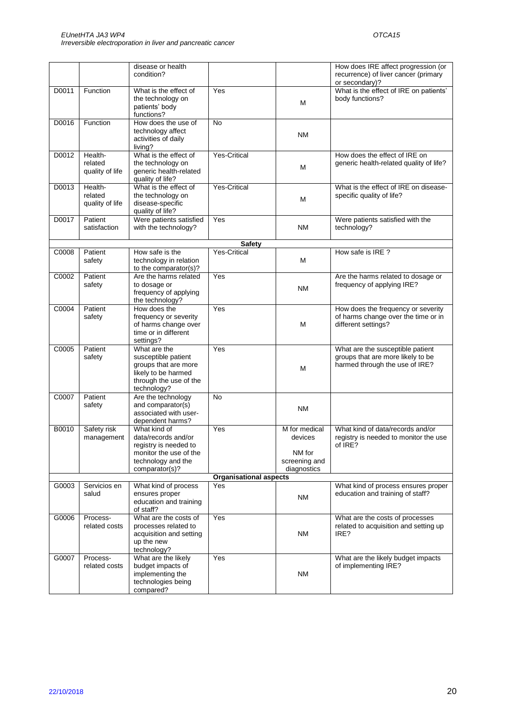| | | disease or health condition? | | | How does IRE affect progression (or recurrence) of liver cancer (primary or secondary)? |
|---|---|---|---|---|---|
| D0011 | Function | What is the effect of the technology on patients' body functions? | Yes | M | What is the effect of IRE on patients' body functions? |
| D0016 | Function | How does the use of technology affect activities of daily living? | No | NM | |
| D0012 | Health-related quality of life | What is the effect of the technology on generic health-related quality of life? | Yes-Critical | M | How does the effect of IRE on generic health-related quality of life? |
| D0013 | Health-related quality of life | What is the effect of the technology on disease-specific quality of life? | Yes-Critical | M | What is the effect of IRE on disease-specific quality of life? |
| D0017 | Patient satisfaction | Were patients satisfied with the technology? | Yes | NM | Were patients satisfied with the technology? |
| | | | **Safety** | | |
| C0008 | Patient safety | How safe is the technology in relation to the comparator(s)? | Yes-Critical | M | How safe is IRE ? |
| C0002 | Patient safety | Are the harms related to dosage or frequency of applying the technology? | Yes | NM | Are the harms related to dosage or frequency of applying IRE? |
| C0004 | Patient safety | How does the frequency or severity of harms change over time or in different settings? | Yes | M | How does the frequency or severity of harms change over the time or in different settings? |
| C0005 | Patient safety | What are the susceptible patient groups that are more likely to be harmed through the use of the technology? | Yes | M | What are the susceptible patient groups that are more likely to be harmed through the use of IRE? |
| C0007 | Patient safety | Are the technology and comparator(s) associated with user-dependent harms? | No | NM | |
| B0010 | Safety risk management | What kind of data/records and/or registry is needed to monitor the use of the technology and the comparator(s)? | Yes | M for medical devices NM for screening and diagnostics | What kind of data/records and/or registry is needed to monitor the use of IRE? |
| | | | **Organisational aspects** | | |
| G0003 | Servicios en salud | What kind of process ensures proper education and training of staff? | Yes | NM | What kind of process ensures proper education and training of staff? |
| G0006 | Process-related costs | What are the costs of processes related to acquisition and setting up the new technology? | Yes | NM | What are the costs of processes related to acquisition and setting up IRE? |
| G0007 | Process-related costs | What are the likely budget impacts of implementing the technologies being compared? | Yes | NM | What are the likely budget impacts of implementing IRE? |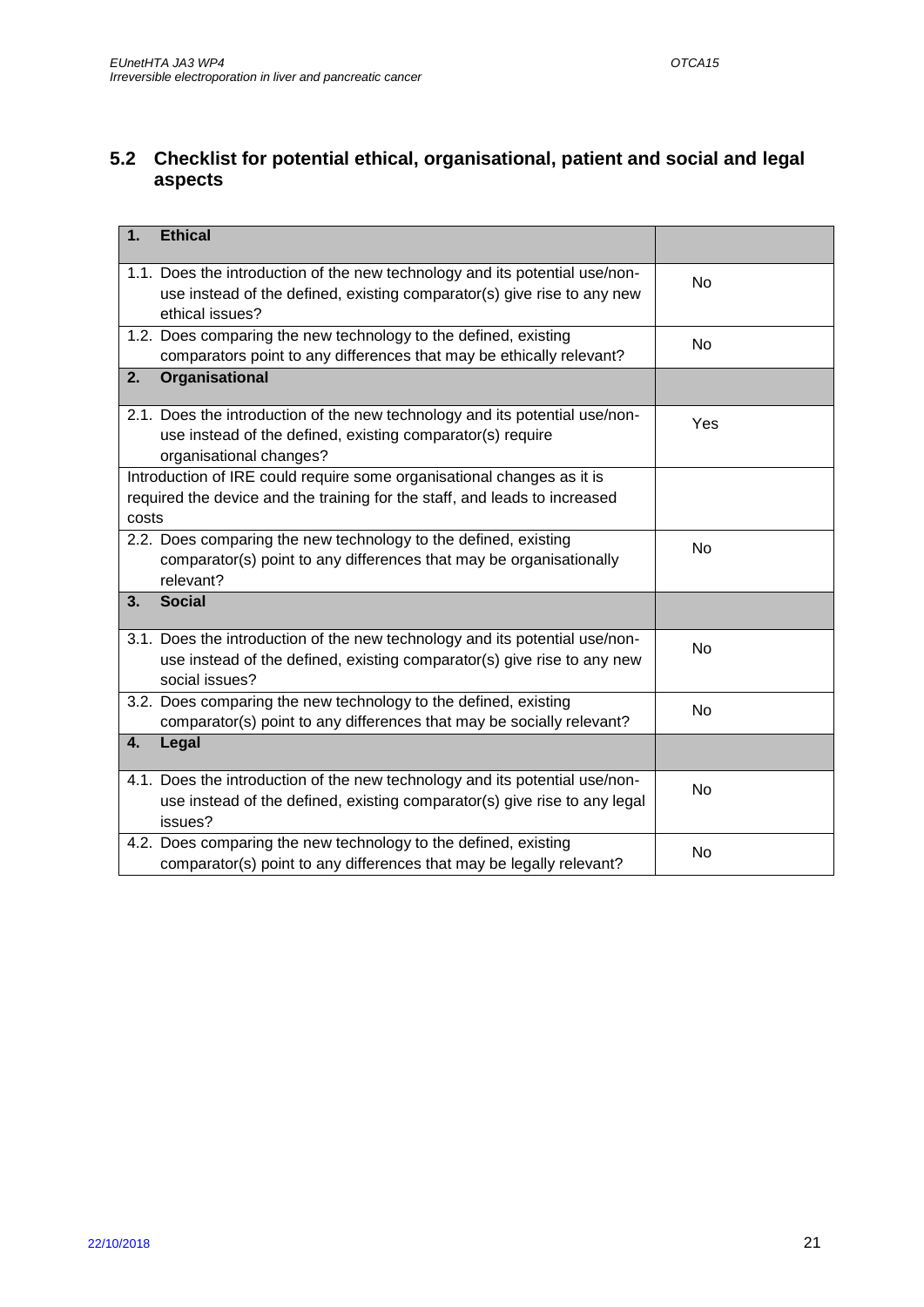## 5.2 Checklist for potential ethical, organisational, patient and social and legal aspects

| | |
|---|---|
| **1. Ethical** | |
| 1.1. Does the introduction of the new technology and its potential use/non-use instead of the defined, existing comparator(s) give rise to any new ethical issues? | No |
| 1.2. Does comparing the new technology to the defined, existing comparators point to any differences that may be ethically relevant? | No |
| **2. Organisational** | |
| 2.1. Does the introduction of the new technology and its potential use/non-use instead of the defined, existing comparator(s) require organisational changes? | Yes |
| Introduction of IRE could require some organisational changes as it is required the device and the training for the staff, and leads to increased costs | |
| 2.2. Does comparing the new technology to the defined, existing comparator(s) point to any differences that may be organisationally relevant? | No |
| **3. Social** | |
| 3.1. Does the introduction of the new technology and its potential use/non-use instead of the defined, existing comparator(s) give rise to any new social issues? | No |
| 3.2. Does comparing the new technology to the defined, existing comparator(s) point to any differences that may be socially relevant? | No |
| **4. Legal** | |
| 4.1. Does the introduction of the new technology and its potential use/non-use instead of the defined, existing comparator(s) give rise to any legal issues? | No |
| 4.2. Does comparing the new technology to the defined, existing comparator(s) point to any differences that may be legally relevant? | No |